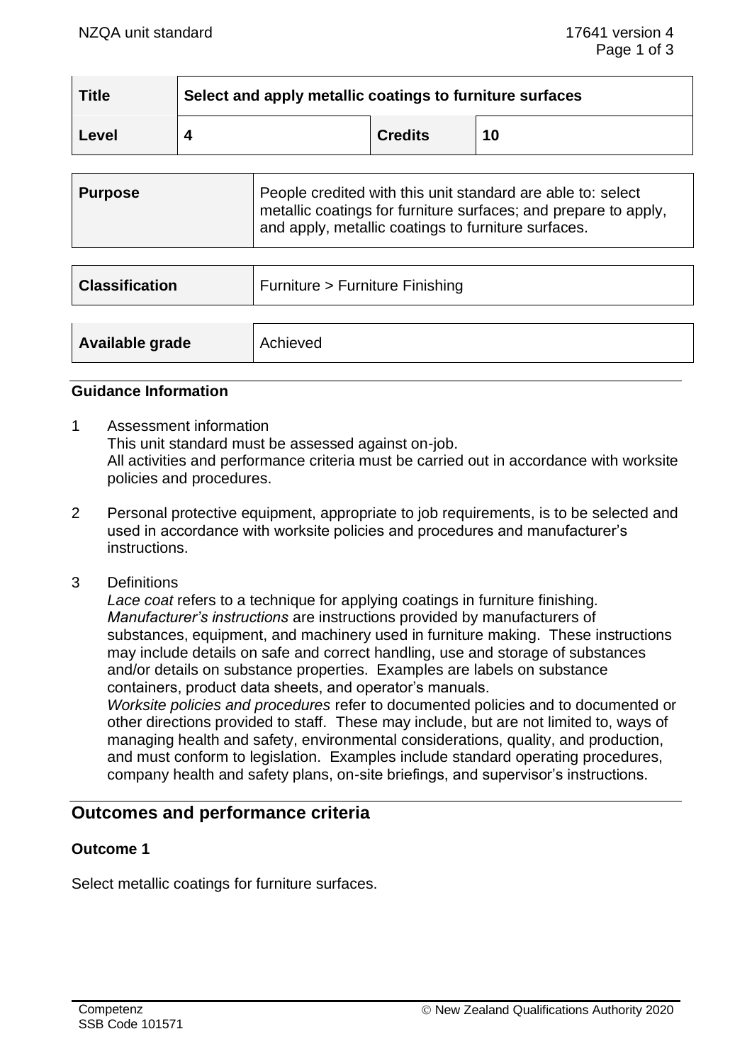| Title | Select and apply metallic coatings to furniture surfaces | | |
|---|---|---|---|
| Level | 4 | Credits | 10 |

| Purpose | People credited with this unit standard are able to: select metallic coatings for furniture surfaces; and prepare to apply, and apply, metallic coatings to furniture surfaces. |
|---|---|

| Classification | Furniture > Furniture Finishing |
|---|---|

| Available grade | Achieved |
|---|---|

### Guidance Information

1. Assessment information
   This unit standard must be assessed against on-job.
   All activities and performance criteria must be carried out in accordance with worksite policies and procedures.

2. Personal protective equipment, appropriate to job requirements, is to be selected and used in accordance with worksite policies and procedures and manufacturer's instructions.

3. Definitions
   *Lace coat* refers to a technique for applying coatings in furniture finishing.
   *Manufacturer's instructions* are instructions provided by manufacturers of substances, equipment, and machinery used in furniture making. These instructions may include details on safe and correct handling, use and storage of substances and/or details on substance properties. Examples are labels on substance containers, product data sheets, and operator's manuals.
   *Worksite policies and procedures* refer to documented policies and to documented or other directions provided to staff. These may include, but are not limited to, ways of managing health and safety, environmental considerations, quality, and production, and must conform to legislation. Examples include standard operating procedures, company health and safety plans, on-site briefings, and supervisor's instructions.

## Outcomes and performance criteria

### Outcome 1

Select metallic coatings for furniture surfaces.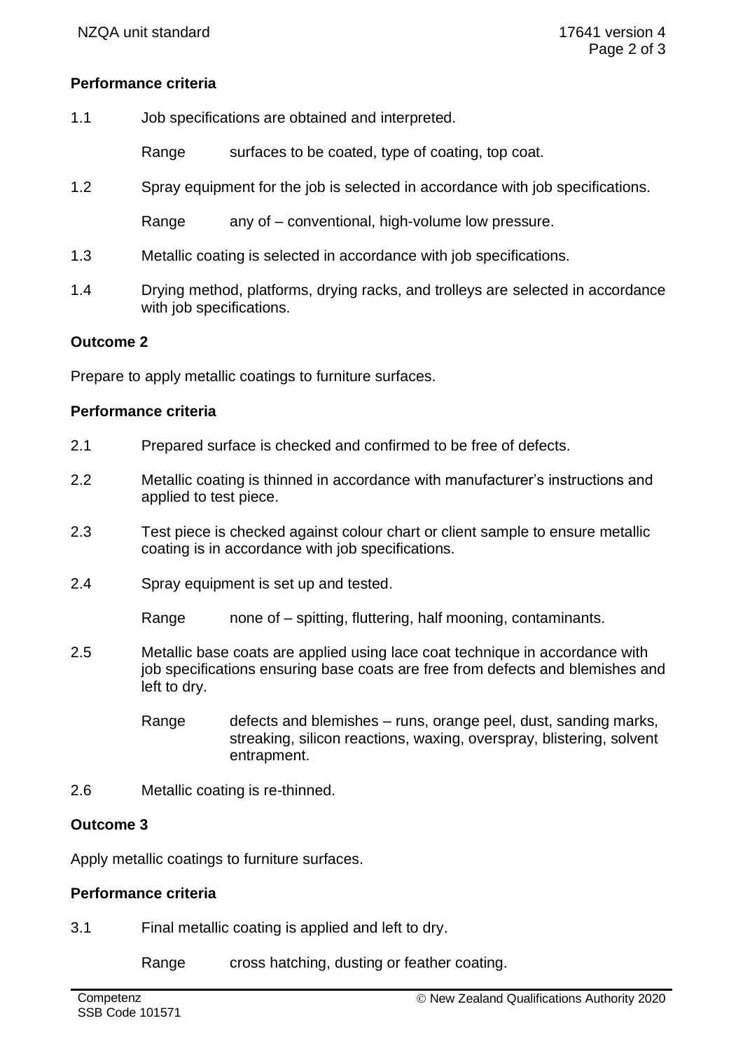### Performance criteria

1.1 Job specifications are obtained and interpreted.

Range surfaces to be coated, type of coating, top coat.

1.2 Spray equipment for the job is selected in accordance with job specifications.

Range any of – conventional, high-volume low pressure.

1.3 Metallic coating is selected in accordance with job specifications.

1.4 Drying method, platforms, drying racks, and trolleys are selected in accordance with job specifications.

## Outcome 2

Prepare to apply metallic coatings to furniture surfaces.

### Performance criteria

2.1 Prepared surface is checked and confirmed to be free of defects.

2.2 Metallic coating is thinned in accordance with manufacturer's instructions and applied to test piece.

2.3 Test piece is checked against colour chart or client sample to ensure metallic coating is in accordance with job specifications.

2.4 Spray equipment is set up and tested.

Range none of – spitting, fluttering, half mooning, contaminants.

2.5 Metallic base coats are applied using lace coat technique in accordance with job specifications ensuring base coats are free from defects and blemishes and left to dry.

Range defects and blemishes – runs, orange peel, dust, sanding marks, streaking, silicon reactions, waxing, overspray, blistering, solvent entrapment.

2.6 Metallic coating is re-thinned.

## Outcome 3

Apply metallic coatings to furniture surfaces.

### Performance criteria

3.1 Final metallic coating is applied and left to dry.

Range cross hatching, dusting or feather coating.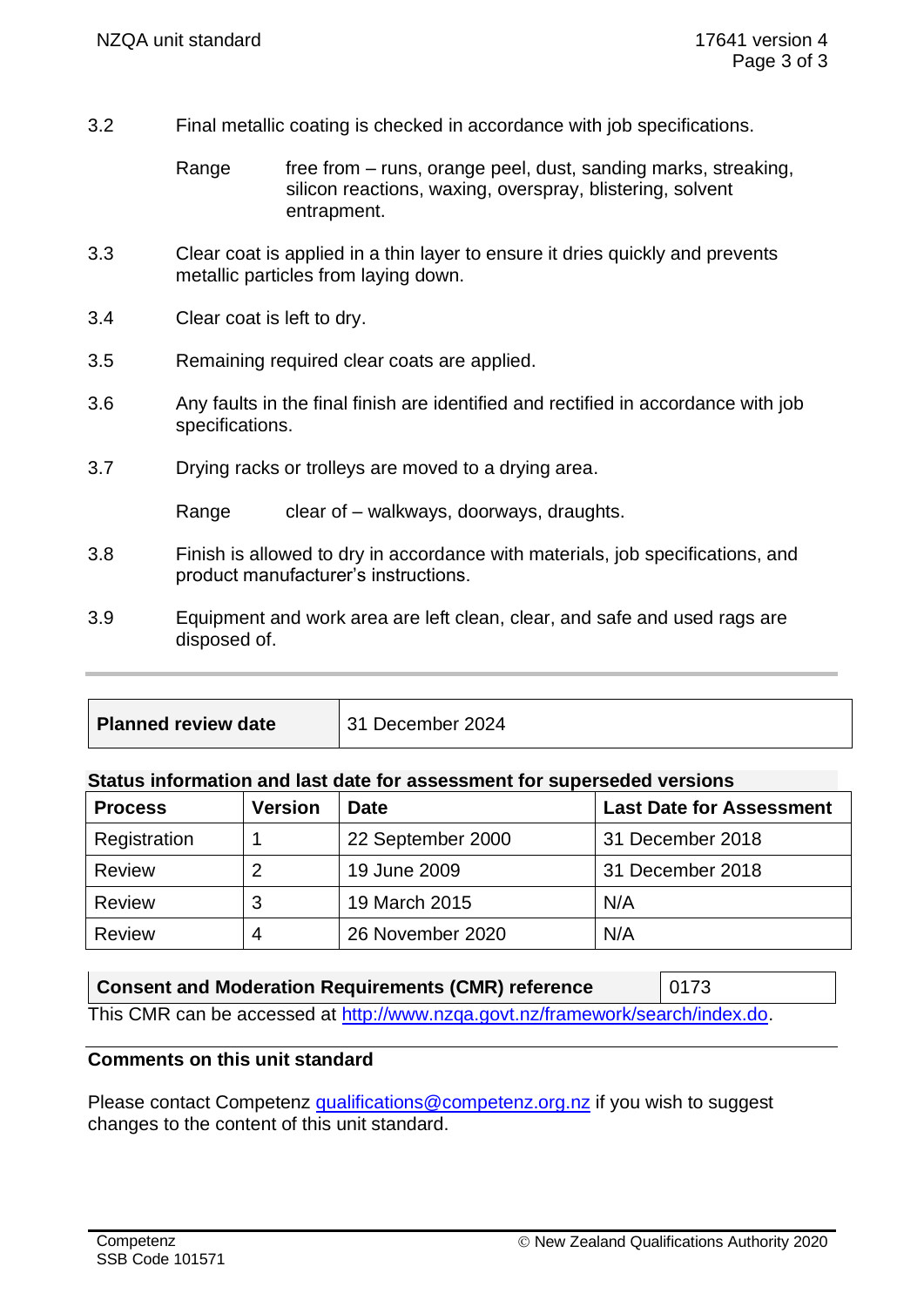3.2 Final metallic coating is checked in accordance with job specifications.

Range free from – runs, orange peel, dust, sanding marks, streaking, silicon reactions, waxing, overspray, blistering, solvent entrapment.

3.3 Clear coat is applied in a thin layer to ensure it dries quickly and prevents metallic particles from laying down.

3.4 Clear coat is left to dry.

3.5 Remaining required clear coats are applied.

3.6 Any faults in the final finish are identified and rectified in accordance with job specifications.

3.7 Drying racks or trolleys are moved to a drying area.

Range clear of – walkways, doorways, draughts.

3.8 Finish is allowed to dry in accordance with materials, job specifications, and product manufacturer's instructions.

3.9 Equipment and work area are left clean, clear, and safe and used rags are disposed of.

---

| | |
|---|---|
| **Planned review date** | 31 December 2024 |

**Status information and last date for assessment for superseded versions**

| Process | Version | Date | Last Date for Assessment |
|---|---|---|---|
| Registration | 1 | 22 September 2000 | 31 December 2018 |
| Review | 2 | 19 June 2009 | 31 December 2018 |
| Review | 3 | 19 March 2015 | N/A |
| Review | 4 | 26 November 2020 | N/A |

| | |
|---|---|
| **Consent and Moderation Requirements (CMR) reference** | 0173 |

This CMR can be accessed at http://www.nzqa.govt.nz/framework/search/index.do.

**Comments on this unit standard**

Please contact Competenz qualifications@competenz.org.nz if you wish to suggest changes to the content of this unit standard.